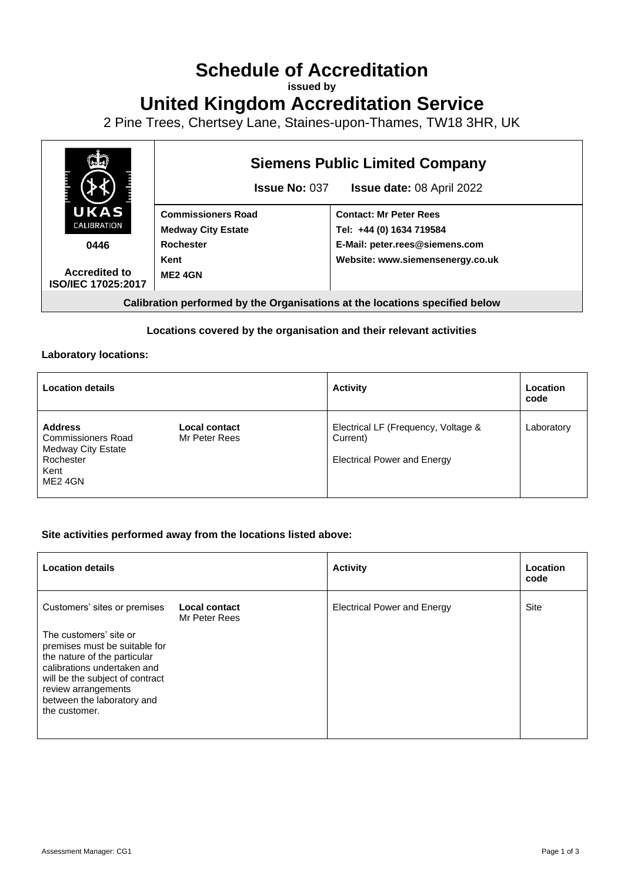# Schedule of Accreditation

**issued by**

# United Kingdom Accreditation Service

2 Pine Trees, Chertsey Lane, Staines-upon-Thames, TW18 3HR, UK

| UKAS CALIBRATION 0446 Accredited to ISO/IEC 17025:2017 | **Siemens Public Limited Company** **Issue No:** 037 **Issue date:** 08 April 2022 | |
|---|---|---|
| | **Commissioners Road** **Medway City Estate** **Rochester** **Kent** **ME2 4GN** | **Contact: Mr Peter Rees** **Tel: +44 (0) 1634 719584** **E-Mail: peter.rees@siemens.com** **Website: www.siemensenergy.co.uk** |
| **Calibration performed by the Organisations at the locations specified below** | | |

**Locations covered by the organisation and their relevant activities**

**Laboratory locations:**

| Location details | | Activity | Location code |
|---|---|---|---|
| **Address** Commissioners Road Medway City Estate Rochester Kent ME2 4GN | **Local contact** Mr Peter Rees | Electrical LF (Frequency, Voltage & Current) Electrical Power and Energy | Laboratory |

**Site activities performed away from the locations listed above:**

| Location details | | Activity | Location code |
|---|---|---|---|
| Customers' sites or premises The customers' site or premises must be suitable for the nature of the particular calibrations undertaken and will be the subject of contract review arrangements between the laboratory and the customer. | **Local contact** Mr Peter Rees | Electrical Power and Energy | Site |

Assessment Manager: CG1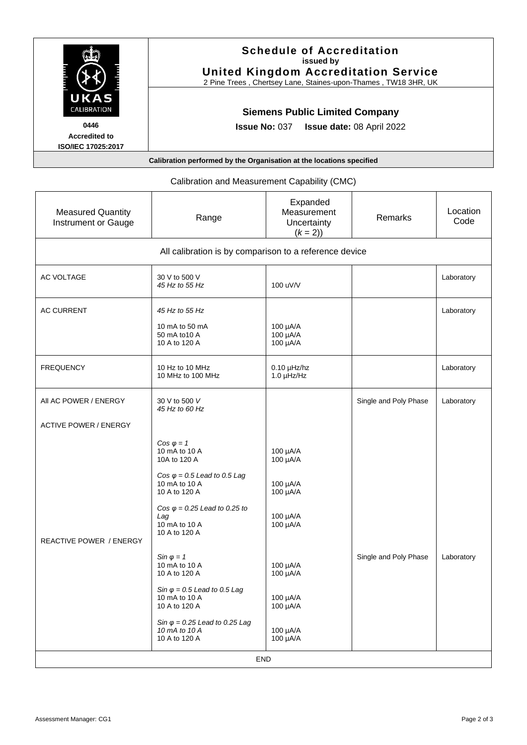**Schedule of Accreditation**
**issued by**
**United Kingdom Accreditation Service**
2 Pine Trees , Chertsey Lane, Staines-upon-Thames , TW18 3HR, UK

UKAS CALIBRATION
**0446**
**Accredited to**
**ISO/IEC 17025:2017**

**Siemens Public Limited Company**

**Issue No:** 037 **Issue date:** 08 April 2022

**Calibration performed by the Organisation at the locations specified**

Calibration and Measurement Capability (CMC)

| Measured Quantity Instrument or Gauge | Range | Expanded Measurement Uncertainty ($k$ = 2)) | Remarks | Location Code |
|---|---|---|---|---|
| All calibration is by comparison to a reference device | | | | |
| AC VOLTAGE | 30 V to 500 V<br>*45 Hz to 55 Hz* | 100 uV/V | | Laboratory |
| AC CURRENT | *45 Hz to 55 Hz*<br><br>10 mA to 50 mA<br>50 mA to10 A<br>10 A to 120 A | <br><br>100 µA/A<br>100 µA/A<br>100 µA/A | | Laboratory |
| FREQUENCY | 10 Hz to 10 MHz<br>10 MHz to 100 MHz | 0.10 µHz/hz<br>1.0 µHz/Hz | | Laboratory |
| All AC POWER / ENERGY | 30 V to 500 *V*<br>*45 Hz to 60 Hz* | | Single and Poly Phase | Laboratory |
| ACTIVE POWER / ENERGY | *Cos φ = 1*<br>10 mA to 10 A<br>10A to 120 A<br><br>*Cos φ = 0.5 Lead to 0.5 Lag*<br>10 mA to 10 A<br>10 A to 120 A<br><br>*Cos φ = 0.25 Lead to 0.25 to Lag*<br>10 mA to 10 A<br>10 A to 120 A | <br>100 µA/A<br>100 µA/A<br><br><br>100 µA/A<br>100 µA/A<br><br><br>100 µA/A<br>100 µA/A | | |
| REACTIVE POWER / ENERGY | *Sin φ = 1*<br>10 mA to 10 A<br>10 A to 120 A<br><br>*Sin φ = 0.5 Lead to 0.5 Lag*<br>10 mA to 10 A<br>10 A to 120 A<br><br>*Sin φ = 0.25 Lead to 0.25 Lag*<br>*10 mA to 10 A*<br>10 A to 120 A | <br>100 µA/A<br>100 µA/A<br><br><br>100 µA/A<br>100 µA/A<br><br><br>100 µA/A<br>100 µA/A | Single and Poly Phase | Laboratory |
| END | | | | |

Assessment Manager: CG1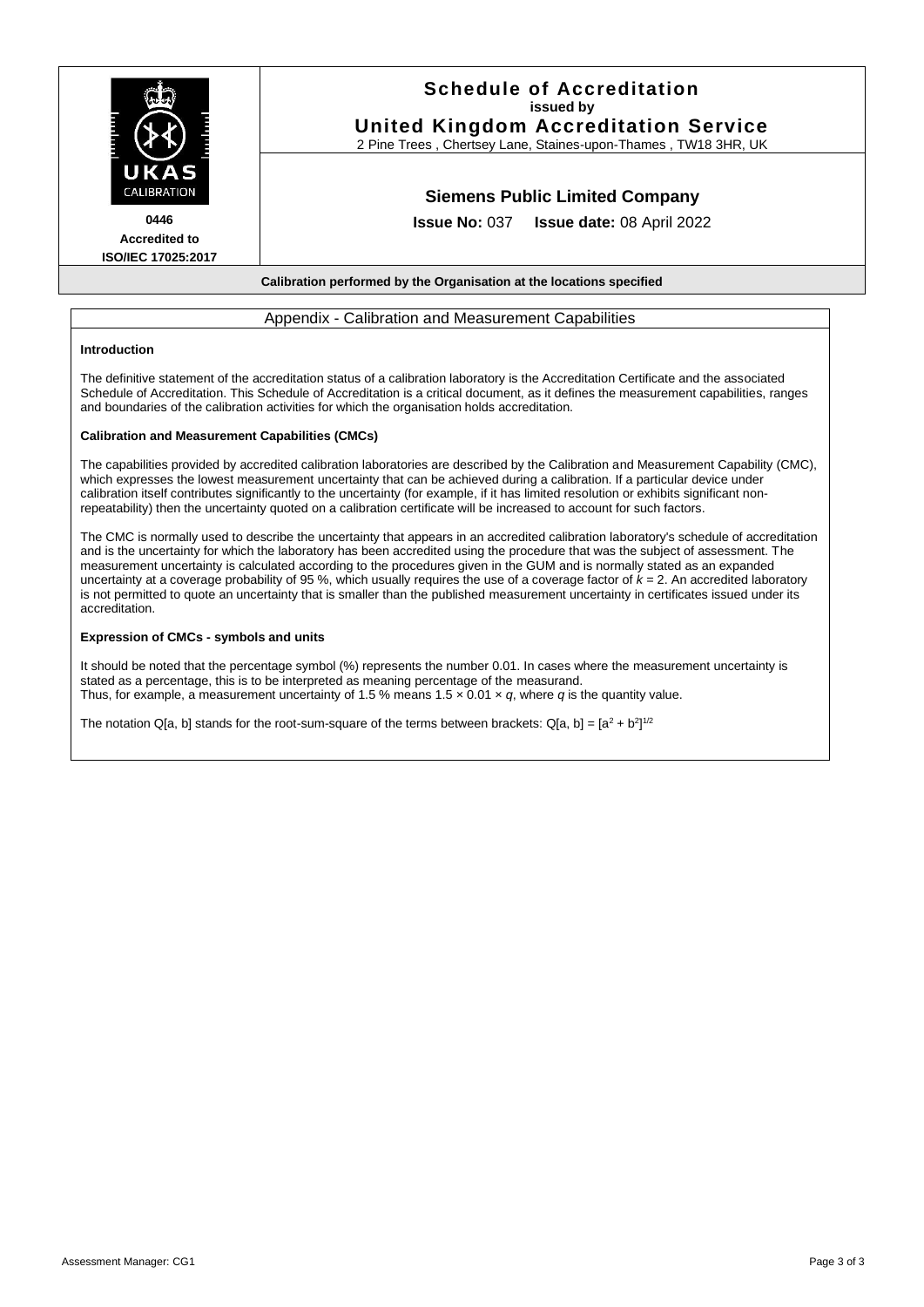# Schedule of Accreditation

**issued by**

## United Kingdom Accreditation Service

2 Pine Trees , Chertsey Lane, Staines-upon-Thames , TW18 3HR, UK

UKAS CALIBRATION

**0446**

**Accredited to**

**ISO/IEC 17025:2017**

## Siemens Public Limited Company

**Issue No:** 037 **Issue date:** 08 April 2022

**Calibration performed by the Organisation at the locations specified**

## Appendix - Calibration and Measurement Capabilities

### Introduction

The definitive statement of the accreditation status of a calibration laboratory is the Accreditation Certificate and the associated Schedule of Accreditation. This Schedule of Accreditation is a critical document, as it defines the measurement capabilities, ranges and boundaries of the calibration activities for which the organisation holds accreditation.

### Calibration and Measurement Capabilities (CMCs)

The capabilities provided by accredited calibration laboratories are described by the Calibration and Measurement Capability (CMC), which expresses the lowest measurement uncertainty that can be achieved during a calibration. If a particular device under calibration itself contributes significantly to the uncertainty (for example, if it has limited resolution or exhibits significant non-repeatability) then the uncertainty quoted on a calibration certificate will be increased to account for such factors.

The CMC is normally used to describe the uncertainty that appears in an accredited calibration laboratory's schedule of accreditation and is the uncertainty for which the laboratory has been accredited using the procedure that was the subject of assessment. The measurement uncertainty is calculated according to the procedures given in the GUM and is normally stated as an expanded uncertainty at a coverage probability of 95 %, which usually requires the use of a coverage factor of $k = 2$. An accredited laboratory is not permitted to quote an uncertainty that is smaller than the published measurement uncertainty in certificates issued under its accreditation.

### Expression of CMCs - symbols and units

It should be noted that the percentage symbol (%) represents the number 0.01. In cases where the measurement uncertainty is stated as a percentage, this is to be interpreted as meaning percentage of the measurand.
Thus, for example, a measurement uncertainty of 1.5 % means $1.5 \times 0.01 \times q$, where $q$ is the quantity value.

The notation Q[a, b] stands for the root-sum-square of the terms between brackets: $Q[a, b] = [a^2 + b^2]^{1/2}$

Assessment Manager: CG1